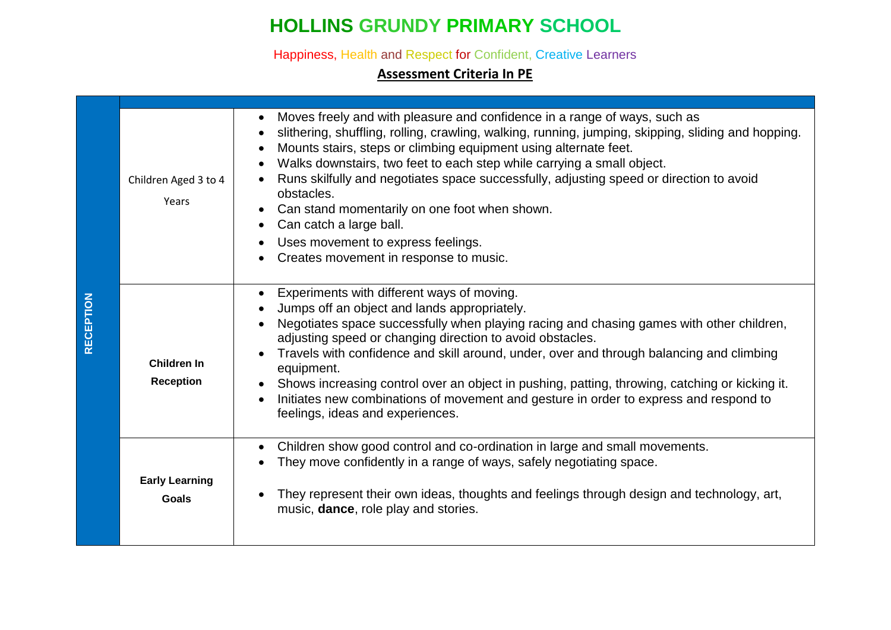# HOLLINS GRUNDY PRIMARY SCHOOL

Happiness, Health and Respect for Confident, Creative Learners

## Assessment Criteria In PE

| | | |
|---|---|---|
| RECEPTION | Children Aged 3 to 4 Years | • Moves freely and with pleasure and confidence in a range of ways, such as<br>• slithering, shuffling, rolling, crawling, walking, running, jumping, skipping, sliding and hopping.<br>• Mounts stairs, steps or climbing equipment using alternate feet.<br>• Walks downstairs, two feet to each step while carrying a small object.<br>• Runs skilfully and negotiates space successfully, adjusting speed or direction to avoid obstacles.<br>• Can stand momentarily on one foot when shown.<br>• Can catch a large ball.<br>• Uses movement to express feelings.<br>• Creates movement in response to music. |
| | **Children In Reception** | • Experiments with different ways of moving.<br>• Jumps off an object and lands appropriately.<br>• Negotiates space successfully when playing racing and chasing games with other children, adjusting speed or changing direction to avoid obstacles.<br>• Travels with confidence and skill around, under, over and through balancing and climbing equipment.<br>• Shows increasing control over an object in pushing, patting, throwing, catching or kicking it.<br>• Initiates new combinations of movement and gesture in order to express and respond to feelings, ideas and experiences. |
| | **Early Learning Goals** | • Children show good control and co-ordination in large and small movements.<br>• They move confidently in a range of ways, safely negotiating space.<br>• They represent their own ideas, thoughts and feelings through design and technology, art, music, **dance**, role play and stories. |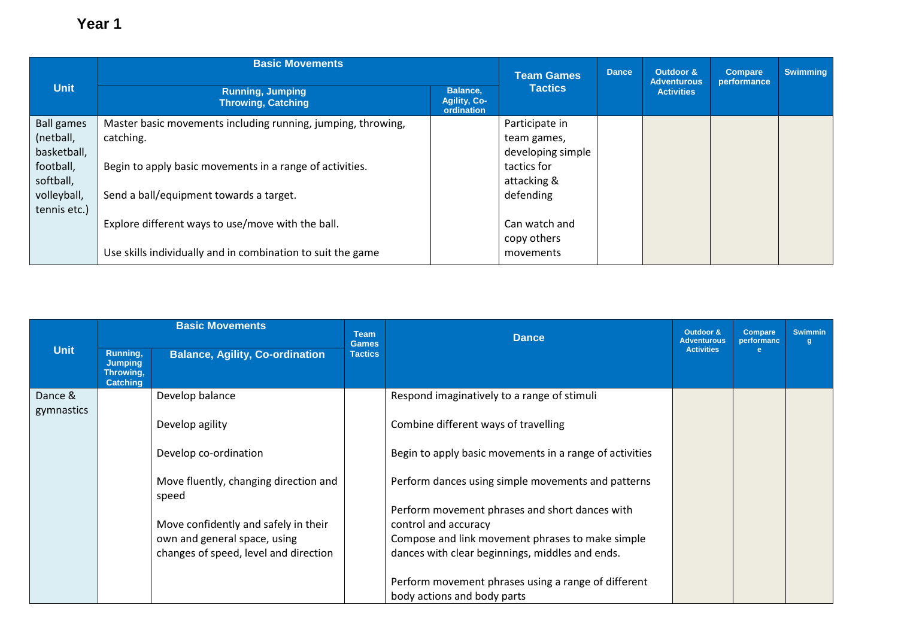## Year 1

| Unit | Basic Movements | | Team Games Tactics | Dance | Outdoor & Adventurous Activities | Compare performance | Swimming |
|---|---|---|---|---|---|---|---|
| | Running, Jumping Throwing, Catching | Balance, Agility, Co-ordination | | | | | |
| Ball games (netball, basketball, football, softball, volleyball, tennis etc.) | Master basic movements including running, jumping, throwing, catching.<br><br>Begin to apply basic movements in a range of activities.<br><br>Send a ball/equipment towards a target.<br><br>Explore different ways to use/move with the ball.<br><br>Use skills individually and in combination to suit the game | | Participate in team games, developing simple tactics for attacking & defending<br><br>Can watch and copy others movements | | | | |

| Unit | Basic Movements | | Team Games Tactics | Dance | Outdoor & Adventurous Activities | Compare performance | Swimming |
|---|---|---|---|---|---|---|---|
| | Running, Jumping Throwing, Catching | Balance, Agility, Co-ordination | | | | | |
| Dance & gymnastics | | Develop balance<br><br>Develop agility<br><br>Develop co-ordination<br><br>Move fluently, changing direction and speed<br><br>Move confidently and safely in their own and general space, using changes of speed, level and direction | | Respond imaginatively to a range of stimuli<br><br>Combine different ways of travelling<br><br>Begin to apply basic movements in a range of activities<br><br>Perform dances using simple movements and patterns<br><br>Perform movement phrases and short dances with control and accuracy<br>Compose and link movement phrases to make simple dances with clear beginnings, middles and ends.<br><br>Perform movement phrases using a range of different body actions and body parts | | | |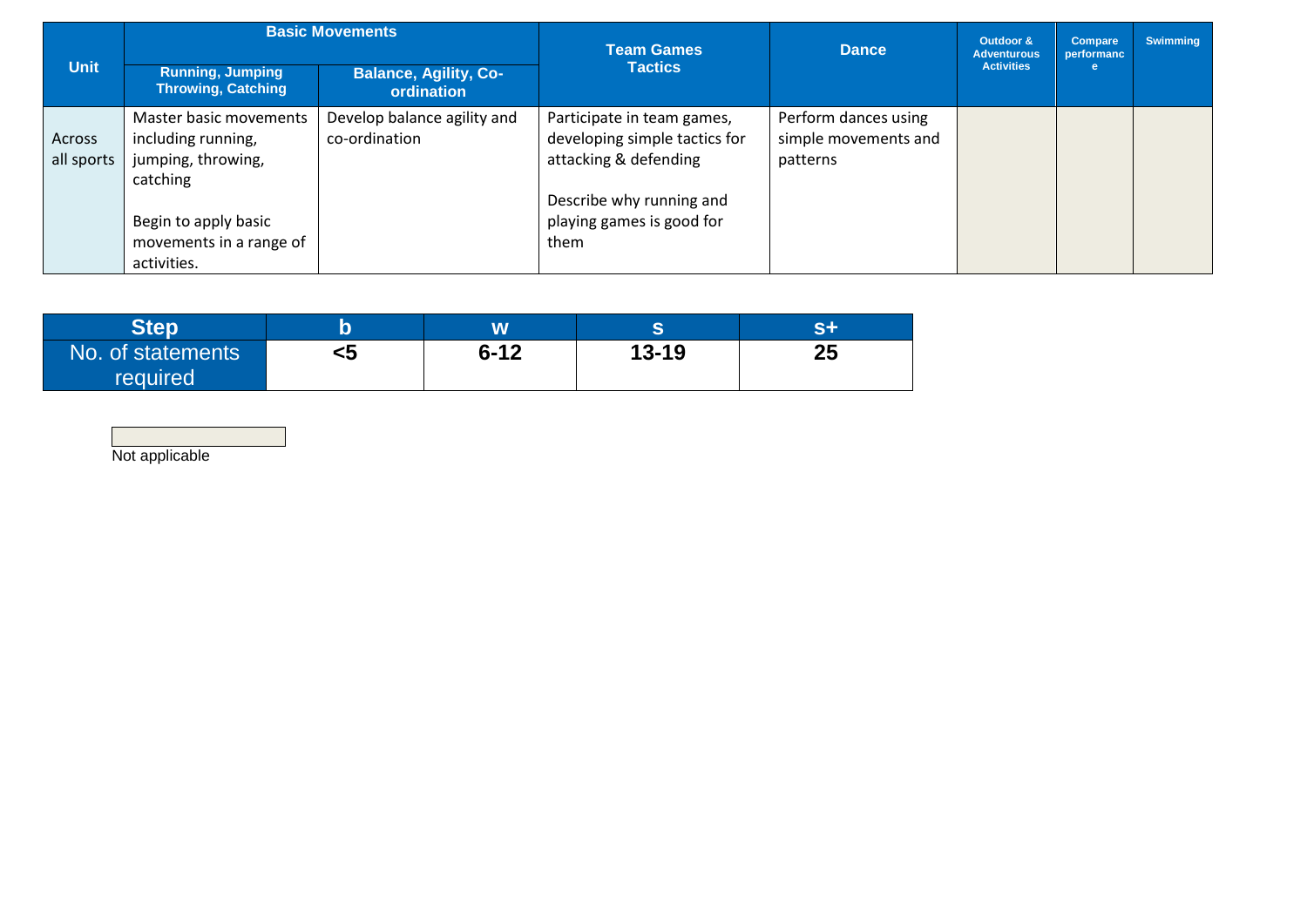| Unit | Basic Movements | | Team Games Tactics | Dance | Outdoor & Adventurous Activities | Compare performance | Swimming |
|---|---|---|---|---|---|---|---|
| | Running, Jumping Throwing, Catching | Balance, Agility, Co-ordination | | | | | |
| Across all sports | Master basic movements including running, jumping, throwing, catching<br><br>Begin to apply basic movements in a range of activities. | Develop balance agility and co-ordination | Participate in team games, developing simple tactics for attacking & defending<br><br>Describe why running and playing games is good for them | Perform dances using simple movements and patterns | | | |

| Step | b | w | s | s+ |
|---|---|---|---|---|
| No. of statements required | <5 | 6-12 | 13-19 | 25 |

Not applicable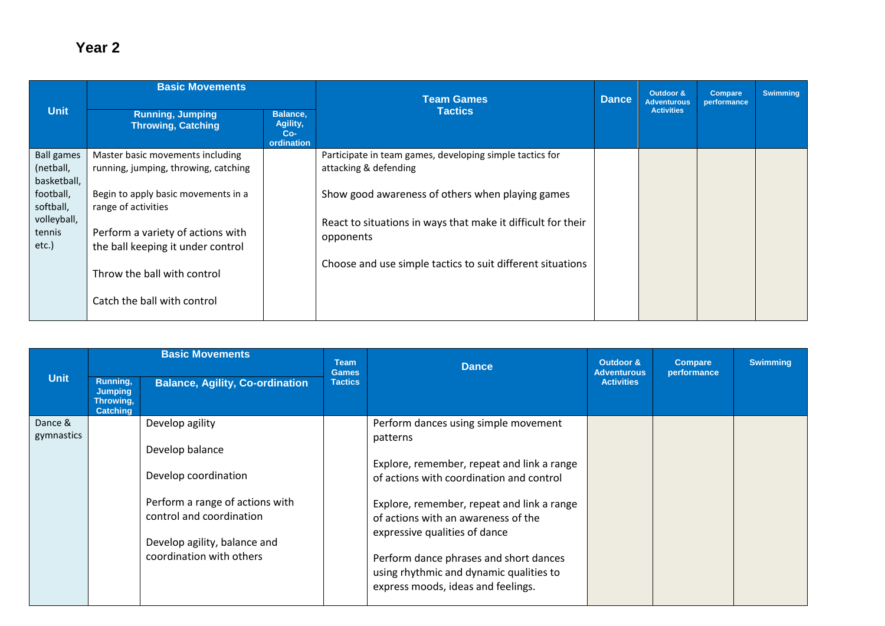## Year 2

| Unit | Basic Movements | | Team Games Tactics | Dance | Outdoor & Adventurous Activities | Compare performance | Swimming |
|---|---|---|---|---|---|---|---|
| | Running, Jumping Throwing, Catching | Balance, Agility, Co-ordination | | | | | |
| Ball games (netball, basketball, football, softball, volleyball, tennis etc.) | Master basic movements including running, jumping, throwing, catching<br><br>Begin to apply basic movements in a range of activities<br><br>Perform a variety of actions with the ball keeping it under control<br><br>Throw the ball with control<br><br>Catch the ball with control | | Participate in team games, developing simple tactics for attacking & defending<br><br>Show good awareness of others when playing games<br><br>React to situations in ways that make it difficult for their opponents<br><br>Choose and use simple tactics to suit different situations | | | | |

| Unit | Basic Movements | | Team Games Tactics | Dance | Outdoor & Adventurous Activities | Compare performance | Swimming |
|---|---|---|---|---|---|---|---|
| | Running, Jumping Throwing, Catching | Balance, Agility, Co-ordination | | | | | |
| Dance & gymnastics | | Develop agility<br><br>Develop balance<br><br>Develop coordination<br><br>Perform a range of actions with control and coordination<br><br>Develop agility, balance and coordination with others | | Perform dances using simple movement patterns<br><br>Explore, remember, repeat and link a range of actions with coordination and control<br><br>Explore, remember, repeat and link a range of actions with an awareness of the expressive qualities of dance<br><br>Perform dance phrases and short dances using rhythmic and dynamic qualities to express moods, ideas and feelings. | | | |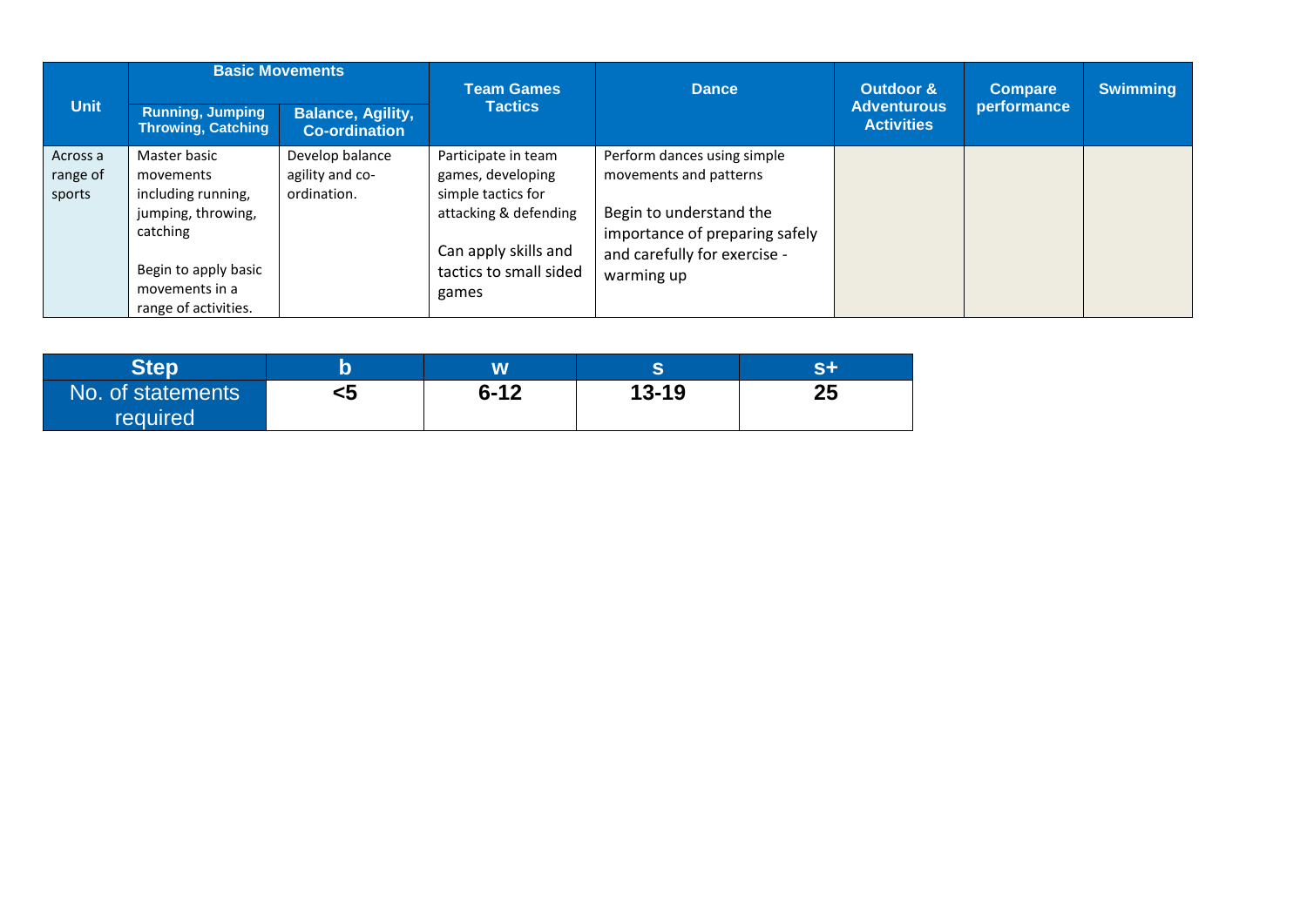| Unit | Basic Movements | | Team Games Tactics | Dance | Outdoor & Adventurous Activities | Compare performance | Swimming |
|---|---|---|---|---|---|---|---|
| | Running, Jumping Throwing, Catching | Balance, Agility, Co-ordination | | | | | |
| Across a range of sports | Master basic movements including running, jumping, throwing, catching<br><br>Begin to apply basic movements in a range of activities. | Develop balance agility and co-ordination. | Participate in team games, developing simple tactics for attacking & defending<br><br>Can apply skills and tactics to small sided games | Perform dances using simple movements and patterns<br><br>Begin to understand the importance of preparing safely and carefully for exercise - warming up | | | |

| Step | b | w | s | s+ |
|---|---|---|---|---|
| No. of statements required | <5 | 6-12 | 13-19 | 25 |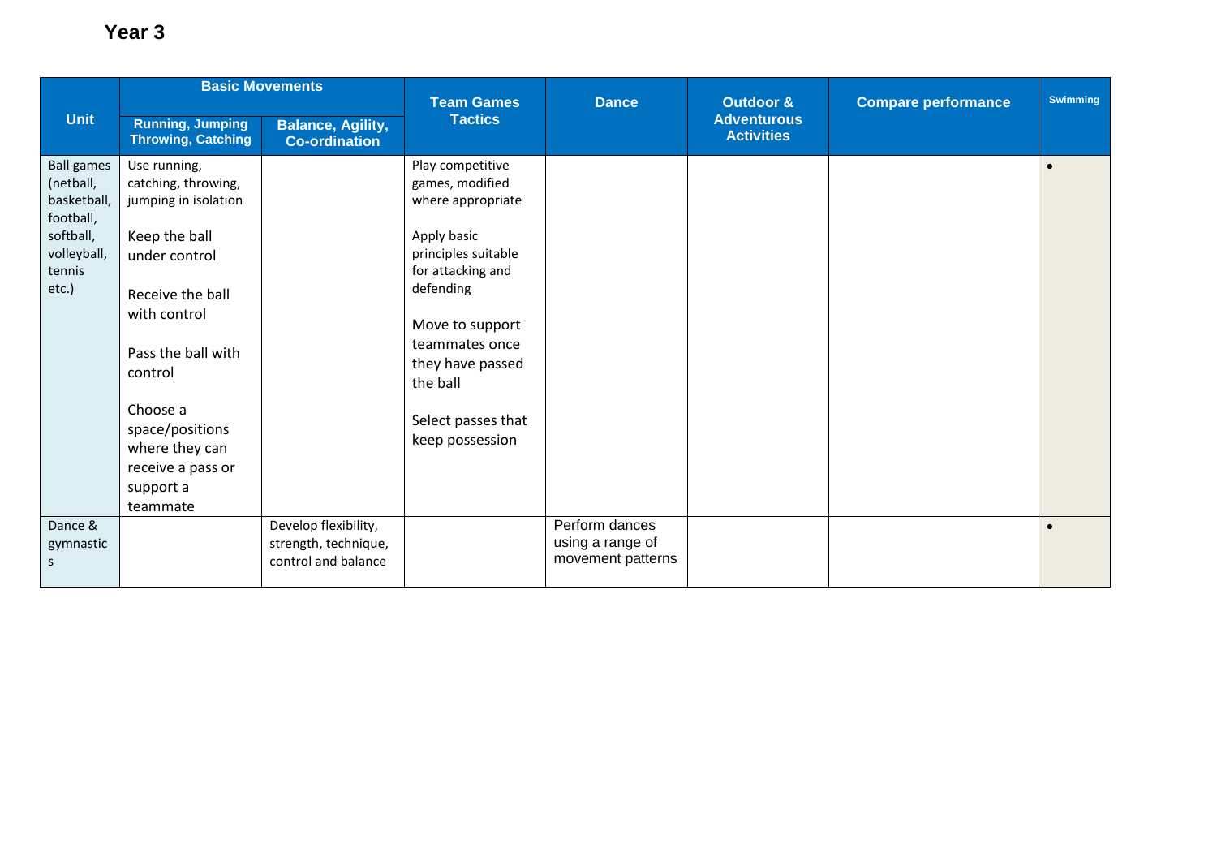# Year 3

| Unit | Basic Movements | | Team Games Tactics | Dance | Outdoor & Adventurous Activities | Compare performance | Swimming |
|---|---|---|---|---|---|---|---|
| | Running, Jumping Throwing, Catching | Balance, Agility, Co-ordination | | | | | |
| Ball games (netball, basketball, football, softball, volleyball, tennis etc.) | Use running, catching, throwing, jumping in isolation<br><br>Keep the ball under control<br><br>Receive the ball with control<br><br>Pass the ball with control<br><br>Choose a space/positions where they can receive a pass or support a teammate | | Play competitive games, modified where appropriate<br><br>Apply basic principles suitable for attacking and defending<br><br>Move to support teammates once they have passed the ball<br><br>Select passes that keep possession | | | | • |
| Dance & gymnastics | | Develop flexibility, strength, technique, control and balance | | Perform dances using a range of movement patterns | | | • |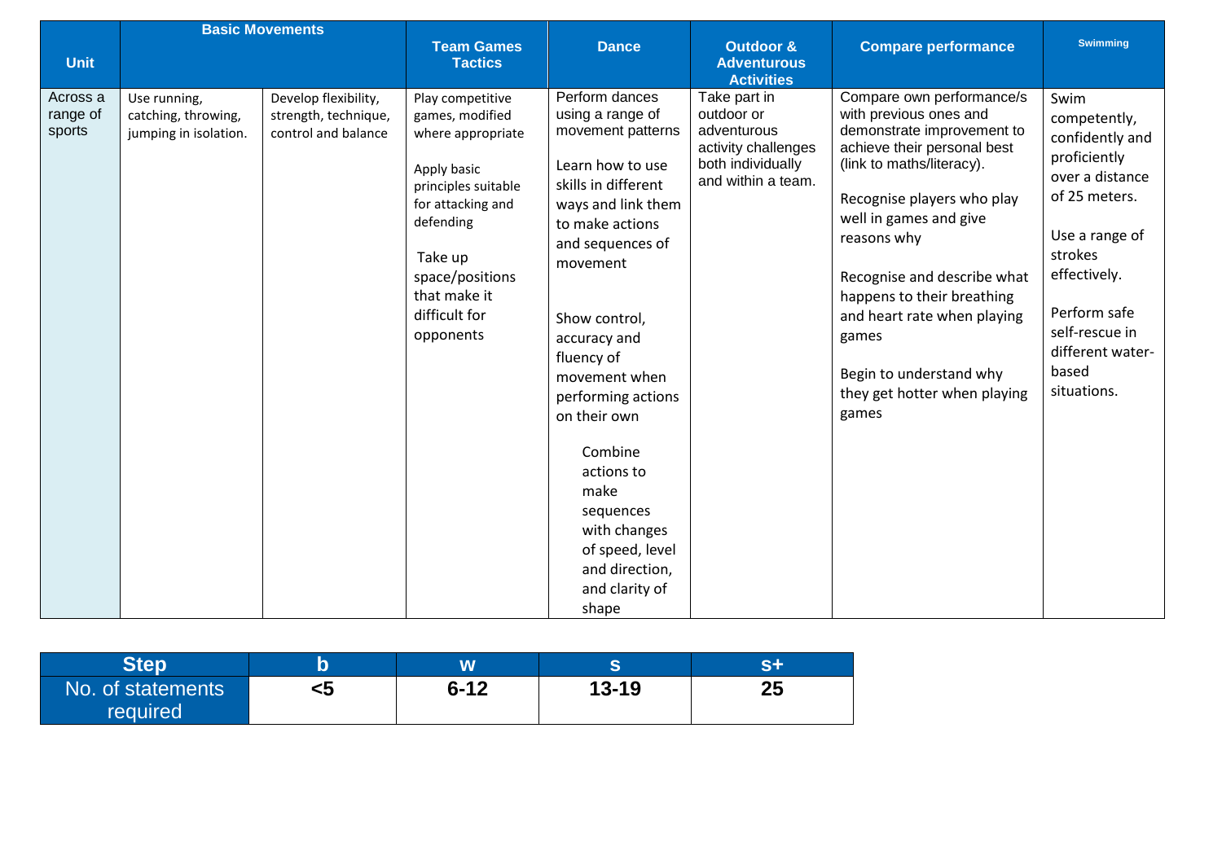| Unit | Basic Movements | | Team Games Tactics | Dance | Outdoor & Adventurous Activities | Compare performance | Swimming |
|---|---|---|---|---|---|---|---|
| Across a range of sports | Use running, catching, throwing, jumping in isolation. | Develop flexibility, strength, technique, control and balance | Play competitive games, modified where appropriate<br><br>Apply basic principles suitable for attacking and defending<br><br>Take up space/positions that make it difficult for opponents | Perform dances using a range of movement patterns<br><br>Learn how to use skills in different ways and link them to make actions and sequences of movement<br><br>Show control, accuracy and fluency of movement when performing actions on their own<br><br>Combine actions to make sequences with changes of speed, level and direction, and clarity of shape | Take part in outdoor or adventurous activity challenges both individually and within a team. | Compare own performance/s with previous ones and demonstrate improvement to achieve their personal best (link to maths/literacy).<br><br>Recognise players who play well in games and give reasons why<br><br>Recognise and describe what happens to their breathing and heart rate when playing games<br><br>Begin to understand why they get hotter when playing games | Swim competently, confidently and proficiently over a distance of 25 meters.<br><br>Use a range of strokes effectively.<br><br>Perform safe self-rescue in different water-based situations. |

| Step | b | w | s | s+ |
|---|---|---|---|---|
| No. of statements required | <5 | 6-12 | 13-19 | 25 |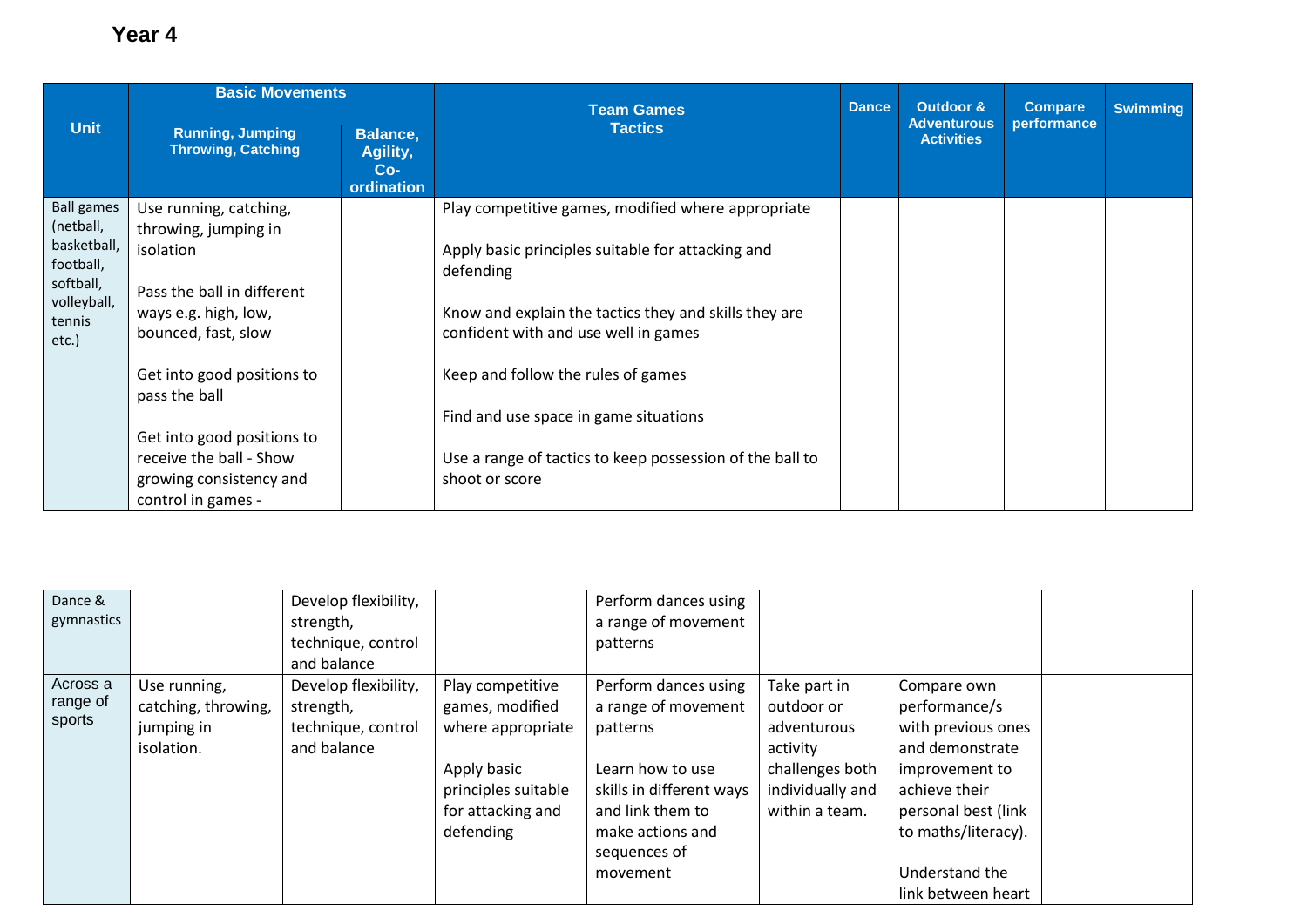# Year 4

| Unit | Basic Movements | | Team Games Tactics | Dance | Outdoor & Adventurous Activities | Compare performance | Swimming |
|---|---|---|---|---|---|---|---|
| | Running, Jumping Throwing, Catching | Balance, Agility, Co-ordination | | | | | |
| Ball games (netball, basketball, football, softball, volleyball, tennis etc.) | Use running, catching, throwing, jumping in isolation<br><br>Pass the ball in different ways e.g. high, low, bounced, fast, slow<br><br>Get into good positions to pass the ball<br><br>Get into good positions to receive the ball - Show growing consistency and control in games - | | Play competitive games, modified where appropriate<br><br>Apply basic principles suitable for attacking and defending<br><br>Know and explain the tactics they and skills they are confident with and use well in games<br><br>Keep and follow the rules of games<br><br>Find and use space in game situations<br><br>Use a range of tactics to keep possession of the ball to shoot or score | | | | |
| Dance & gymnastics | | Develop flexibility, strength, technique, control and balance | | Perform dances using a range of movement patterns | | | |
| Across a range of sports | Use running, catching, throwing, jumping in isolation. | Develop flexibility, strength, technique, control and balance | Play competitive games, modified where appropriate<br><br>Apply basic principles suitable for attacking and defending | Perform dances using a range of movement patterns<br><br>Learn how to use skills in different ways and link them to make actions and sequences of movement | Take part in outdoor or adventurous activity challenges both individually and within a team. | Compare own performance/s with previous ones and demonstrate improvement to achieve their personal best (link to maths/literacy).<br><br>Understand the link between heart | |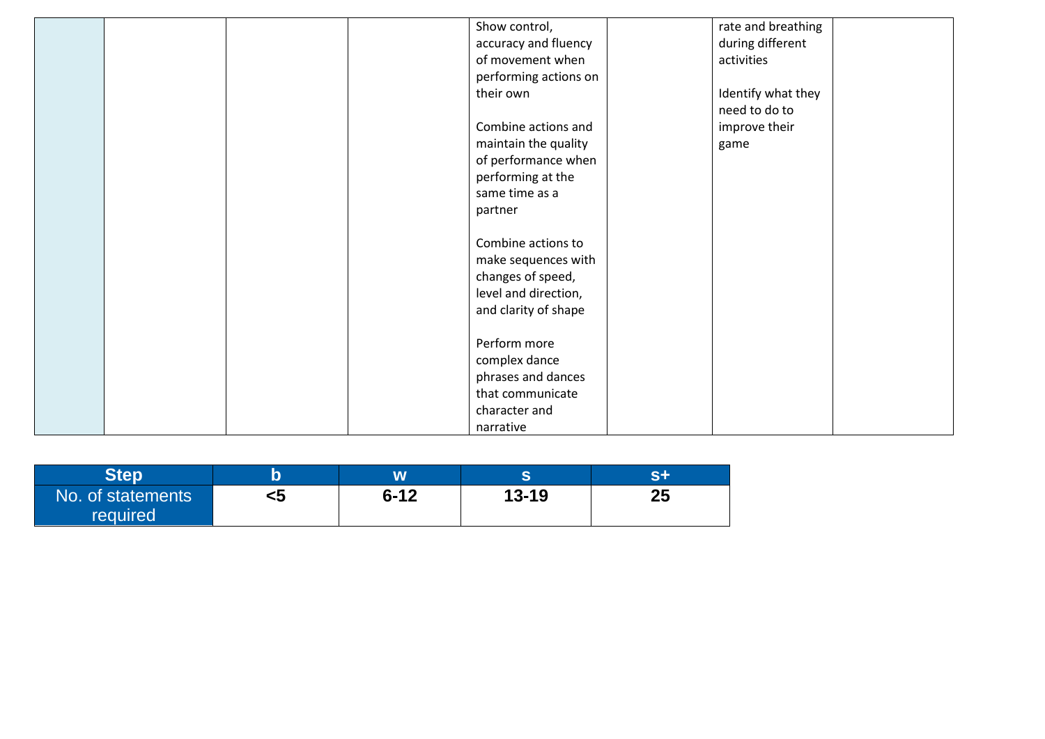|  |  |  |  | Show control, accuracy and fluency of movement when performing actions on their own<br><br>Combine actions and maintain the quality of performance when performing at the same time as a partner<br><br>Combine actions to make sequences with changes of speed, level and direction, and clarity of shape<br><br>Perform more complex dance phrases and dances that communicate character and narrative |  | rate and breathing during different activities<br><br>Identify what they need to do to improve their game |  |
|---|---|---|---|---|---|---|---|

| Step | b | w | s | s+ |
|---|---|---|---|---|
| No. of statements required | **<5** | **6-12** | **13-19** | **25** |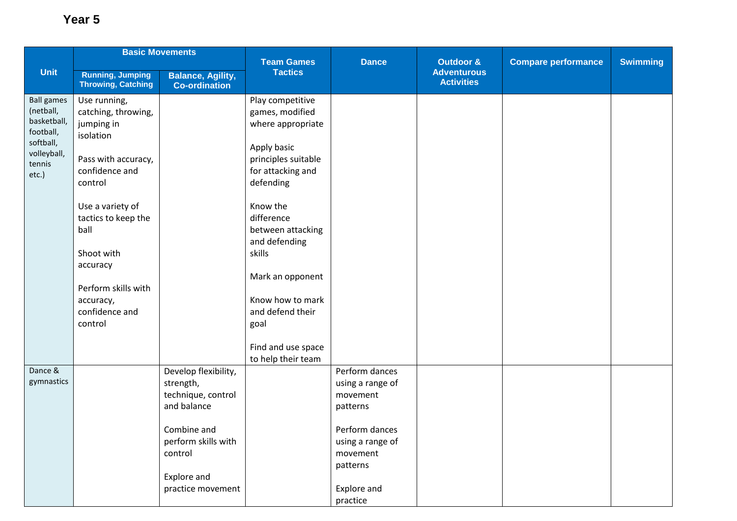**Year 5**

| Unit | Basic Movements | | Team Games Tactics | Dance | Outdoor & Adventurous Activities | Compare performance | Swimming |
|---|---|---|---|---|---|---|---|
| | Running, Jumping Throwing, Catching | Balance, Agility, Co-ordination | | | | | |
| Ball games (netball, basketball, football, softball, volleyball, tennis etc.) | Use running, catching, throwing, jumping in isolation<br><br>Pass with accuracy, confidence and control<br><br>Use a variety of tactics to keep the ball<br><br>Shoot with accuracy<br><br>Perform skills with accuracy, confidence and control | | Play competitive games, modified where appropriate<br><br>Apply basic principles suitable for attacking and defending<br><br>Know the difference between attacking and defending skills<br><br>Mark an opponent<br><br>Know how to mark and defend their goal<br><br>Find and use space to help their team | | | | |
| Dance & gymnastics | | Develop flexibility, strength, technique, control and balance<br><br>Combine and perform skills with control<br><br>Explore and practice movement | | Perform dances using a range of movement patterns<br><br>Perform dances using a range of movement patterns<br><br>Explore and practice | | | |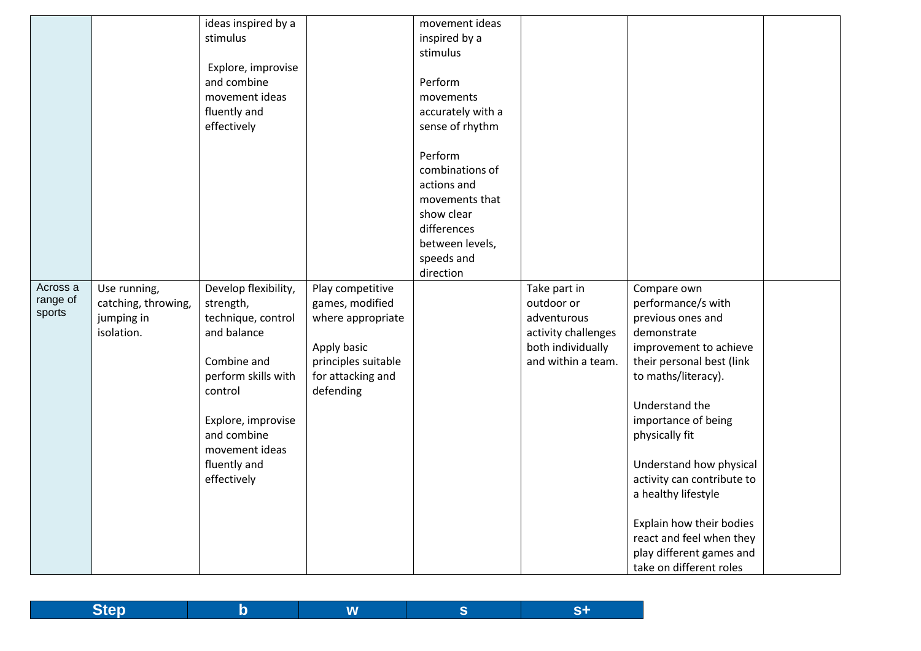| | | | | | | | |
|---|---|---|---|---|---|---|---|
| | | ideas inspired by a stimulus<br><br>Explore, improvise and combine movement ideas fluently and effectively | | movement ideas inspired by a stimulus<br><br>Perform movements accurately with a sense of rhythm<br><br>Perform combinations of actions and movements that show clear differences between levels, speeds and direction | | | |
| Across a range of sports | Use running, catching, throwing, jumping in isolation. | Develop flexibility, strength, technique, control and balance<br><br>Combine and perform skills with control<br><br>Explore, improvise and combine movement ideas fluently and effectively | Play competitive games, modified where appropriate<br><br>Apply basic principles suitable for attacking and defending | | Take part in outdoor or adventurous activity challenges both individually and within a team. | Compare own performance/s with previous ones and demonstrate improvement to achieve their personal best (link to maths/literacy).<br><br>Understand the importance of being physically fit<br><br>Understand how physical activity can contribute to a healthy lifestyle<br><br>Explain how their bodies react and feel when they play different games and take on different roles | |

| Step | b | w | s | s+ |
|---|---|---|---|---|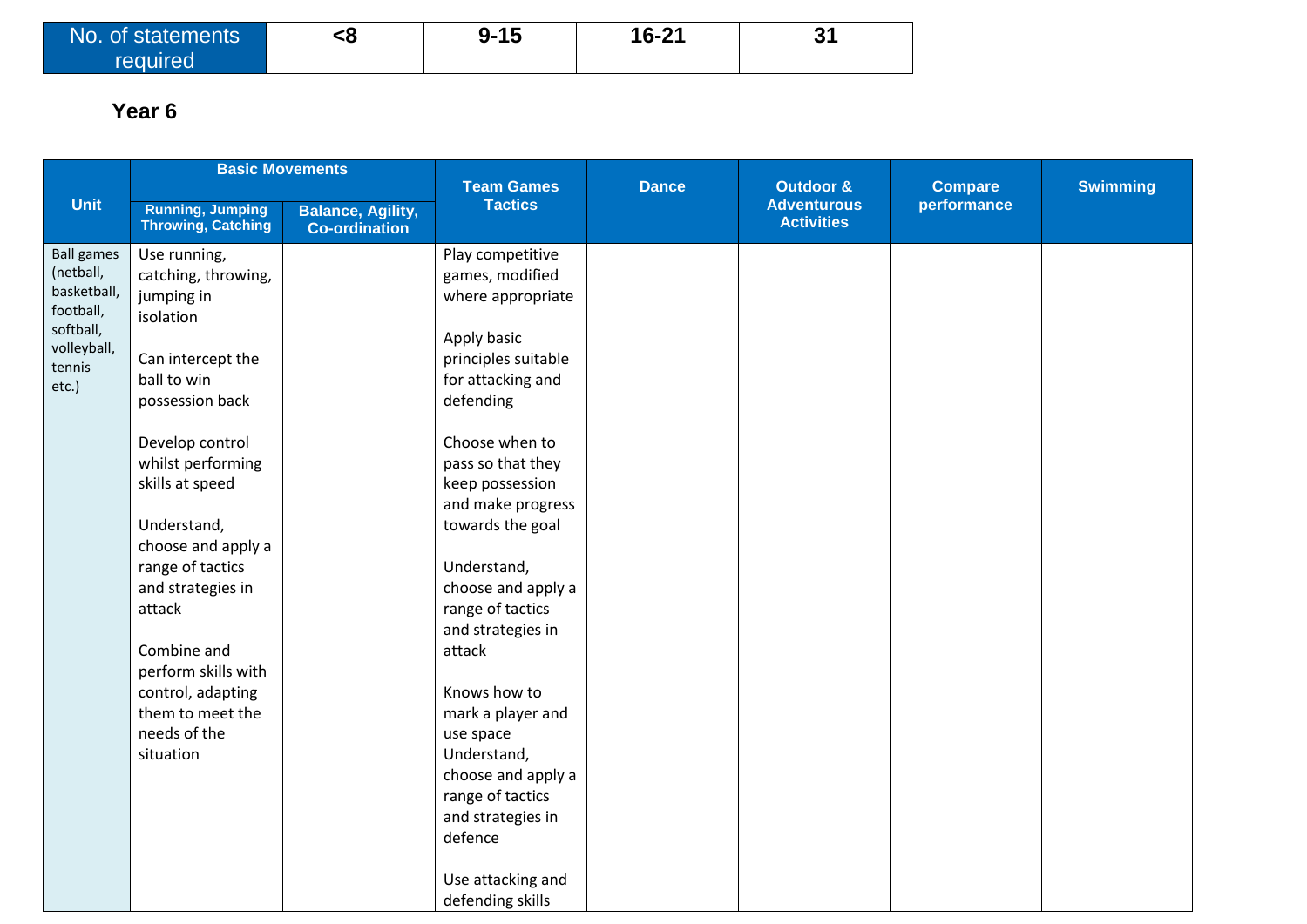| No. of statements required | <8 | 9-15 | 16-21 | 31 |
|---|---|---|---|---|

### Year 6

| Unit | Basic Movements | | Team Games Tactics | Dance | Outdoor & Adventurous Activities | Compare performance | Swimming |
|---|---|---|---|---|---|---|---|
| | Running, Jumping Throwing, Catching | Balance, Agility, Co-ordination | | | | | |
| Ball games (netball, basketball, football, softball, volleyball, tennis etc.) | Use running, catching, throwing, jumping in isolation<br><br>Can intercept the ball to win possession back<br><br>Develop control whilst performing skills at speed<br><br>Understand, choose and apply a range of tactics and strategies in attack<br><br>Combine and perform skills with control, adapting them to meet the needs of the situation | | Play competitive games, modified where appropriate<br><br>Apply basic principles suitable for attacking and defending<br><br>Choose when to pass so that they keep possession and make progress towards the goal<br><br>Understand, choose and apply a range of tactics and strategies in attack<br><br>Knows how to mark a player and use space<br>Understand, choose and apply a range of tactics and strategies in defence<br><br>Use attacking and defending skills | | | | |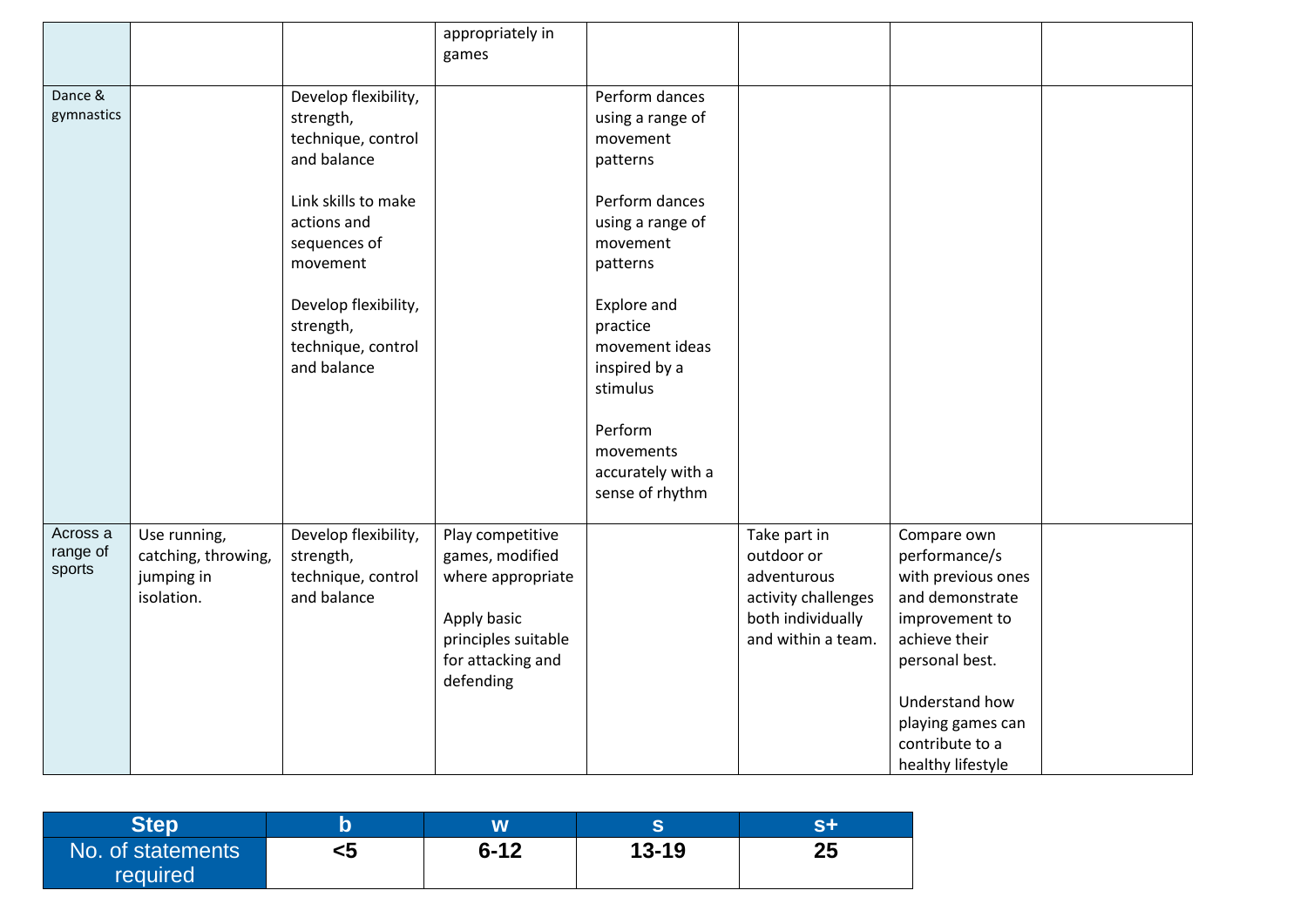| | | | | | | | |
|---|---|---|---|---|---|---|---|
| | | | appropriately in games | | | | |
| Dance & gymnastics | | Develop flexibility, strength, technique, control and balance<br><br>Link skills to make actions and sequences of movement<br><br>Develop flexibility, strength, technique, control and balance | | Perform dances using a range of movement patterns<br><br>Perform dances using a range of movement patterns<br><br>Explore and practice movement ideas inspired by a stimulus<br><br>Perform movements accurately with a sense of rhythm | | | |
| Across a range of sports | Use running, catching, throwing, jumping in isolation. | Develop flexibility, strength, technique, control and balance | Play competitive games, modified where appropriate<br><br>Apply basic principles suitable for attacking and defending | | Take part in outdoor or adventurous activity challenges both individually and within a team. | Compare own performance/s with previous ones and demonstrate improvement to achieve their personal best.<br><br>Understand how playing games can contribute to a healthy lifestyle | |

| Step | b | w | s | s+ |
|---|---|---|---|---|
| No. of statements required | <5 | 6-12 | 13-19 | 25 |